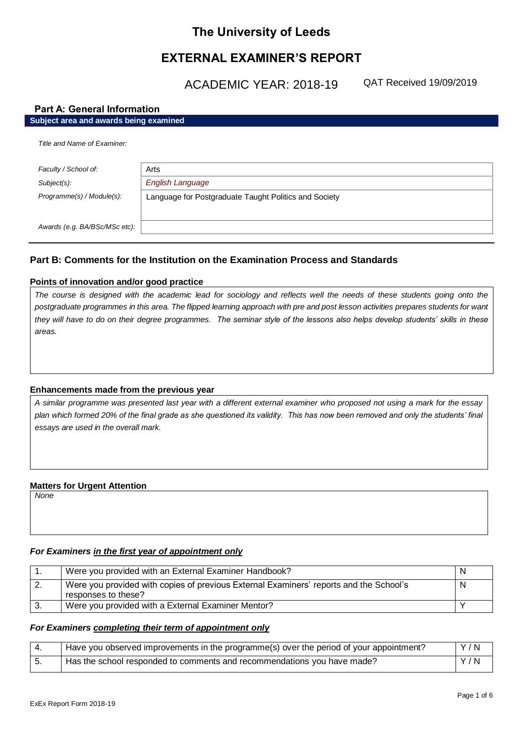# The University of Leeds

# EXTERNAL EXAMINER'S REPORT

## ACADEMIC YEAR: 2018-19

QAT Received 19/09/2019

## Part A: General Information

**Subject area and awards being examined**

*Title and Name of Examiner:*

| | |
|---|---|
| *Faculty / School of:* | Arts |
| *Subject(s):* | *English Language* |
| *Programme(s) / Module(s):* | Language for Postgraduate Taught Politics and Society |
| *Awards (e.g. BA/BSc/MSc etc):* | |

## Part B: Comments for the Institution on the Examination Process and Standards

### Points of innovation and/or good practice

*The course is designed with the academic lead for sociology and reflects well the needs of these students going onto the postgraduate programmes in this area. The flipped learning approach with pre and post lesson activities prepares students for want they will have to do on their degree programmes. The seminar style of the lessons also helps develop students' skills in these areas.*

### Enhancements made from the previous year

*A similar programme was presented last year with a different external examiner who proposed not using a mark for the essay plan which formed 20% of the final grade as she questioned its validity. This has now been removed and only the students' final essays are used in the overall mark.*

### Matters for Urgent Attention

*None*

### *For Examiners in the first year of appointment only*

| | | |
|---|---|---|
| 1. | Were you provided with an External Examiner Handbook? | N |
| 2. | Were you provided with copies of previous External Examiners' reports and the School's responses to these? | N |
| 3. | Were you provided with a External Examiner Mentor? | Y |

### *For Examiners completing their term of appointment only*

| | | |
|---|---|---|
| 4. | Have you observed improvements in the programme(s) over the period of your appointment? | Y / N |
| 5. | Has the school responded to comments and recommendations you have made? | Y / N |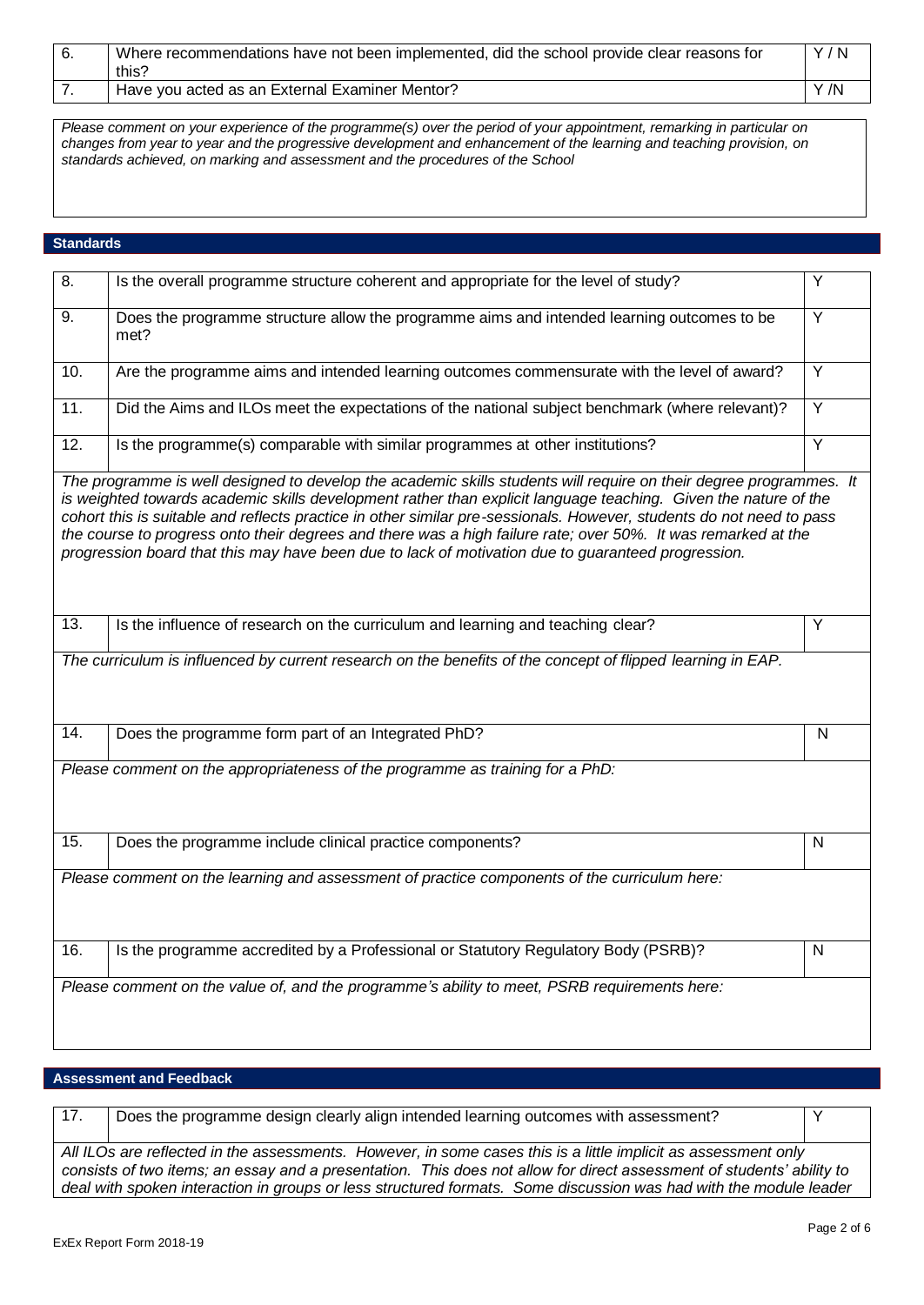| 6. | Where recommendations have not been implemented, did the school provide clear reasons for this? | Y / N |
|---|---|---|
| 7. | Have you acted as an External Examiner Mentor? | Y /N |

*Please comment on your experience of the programme(s) over the period of your appointment, remarking in particular on changes from year to year and the progressive development and enhancement of the learning and teaching provision, on standards achieved, on marking and assessment and the procedures of the School*

## Standards

| 8. | Is the overall programme structure coherent and appropriate for the level of study? | Y |
|---|---|---|
| 9. | Does the programme structure allow the programme aims and intended learning outcomes to be met? | Y |
| 10. | Are the programme aims and intended learning outcomes commensurate with the level of award? | Y |
| 11. | Did the Aims and ILOs meet the expectations of the national subject benchmark (where relevant)? | Y |
| 12. | Is the programme(s) comparable with similar programmes at other institutions? | Y |

*The programme is well designed to develop the academic skills students will require on their degree programmes. It is weighted towards academic skills development rather than explicit language teaching. Given the nature of the cohort this is suitable and reflects practice in other similar pre-sessionals. However, students do not need to pass the course to progress onto their degrees and there was a high failure rate; over 50%. It was remarked at the progression board that this may have been due to lack of motivation due to guaranteed progression.*

| 13. | Is the influence of research on the curriculum and learning and teaching clear? | Y |
|---|---|---|

*The curriculum is influenced by current research on the benefits of the concept of flipped learning in EAP.*

| 14. | Does the programme form part of an Integrated PhD? | N |
|---|---|---|

*Please comment on the appropriateness of the programme as training for a PhD:*

| 15. | Does the programme include clinical practice components? | N |
|---|---|---|

*Please comment on the learning and assessment of practice components of the curriculum here:*

| 16. | Is the programme accredited by a Professional or Statutory Regulatory Body (PSRB)? | N |
|---|---|---|

*Please comment on the value of, and the programme's ability to meet, PSRB requirements here:*

## Assessment and Feedback

| 17. | Does the programme design clearly align intended learning outcomes with assessment? | Y |
|---|---|---|

*All ILOs are reflected in the assessments. However, in some cases this is a little implicit as assessment only consists of two items; an essay and a presentation. This does not allow for direct assessment of students' ability to deal with spoken interaction in groups or less structured formats. Some discussion was had with the module leader*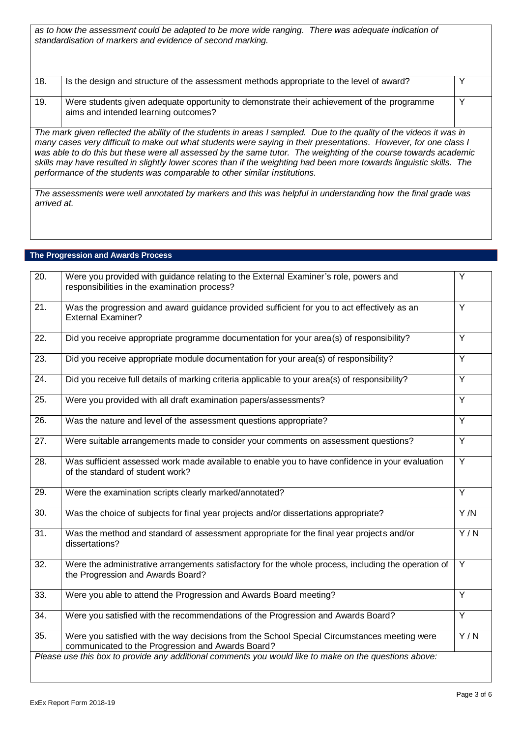*as to how the assessment could be adapted to be more wide ranging. There was adequate indication of standardisation of markers and evidence of second marking.*

| | | |
|---|---|---|
| 18. | Is the design and structure of the assessment methods appropriate to the level of award? | Y |
| 19. | Were students given adequate opportunity to demonstrate their achievement of the programme aims and intended learning outcomes? | Y |

*The mark given reflected the ability of the students in areas I sampled. Due to the quality of the videos it was in many cases very difficult to make out what students were saying in their presentations. However, for one class I was able to do this but these were all assessed by the same tutor. The weighting of the course towards academic skills may have resulted in slightly lower scores than if the weighting had been more towards linguistic skills. The performance of the students was comparable to other similar institutions.*

*The assessments were well annotated by markers and this was helpful in understanding how the final grade was arrived at.*

## The Progression and Awards Process

| | | |
|---|---|---|
| 20. | Were you provided with guidance relating to the External Examiner's role, powers and responsibilities in the examination process? | Y |
| 21. | Was the progression and award guidance provided sufficient for you to act effectively as an External Examiner? | Y |
| 22. | Did you receive appropriate programme documentation for your area(s) of responsibility? | Y |
| 23. | Did you receive appropriate module documentation for your area(s) of responsibility? | Y |
| 24. | Did you receive full details of marking criteria applicable to your area(s) of responsibility? | Y |
| 25. | Were you provided with all draft examination papers/assessments? | Y |
| 26. | Was the nature and level of the assessment questions appropriate? | Y |
| 27. | Were suitable arrangements made to consider your comments on assessment questions? | Y |
| 28. | Was sufficient assessed work made available to enable you to have confidence in your evaluation of the standard of student work? | Y |
| 29. | Were the examination scripts clearly marked/annotated? | Y |
| 30. | Was the choice of subjects for final year projects and/or dissertations appropriate? | Y /N |
| 31. | Was the method and standard of assessment appropriate for the final year projects and/or dissertations? | Y / N |
| 32. | Were the administrative arrangements satisfactory for the whole process, including the operation of the Progression and Awards Board? | Y |
| 33. | Were you able to attend the Progression and Awards Board meeting? | Y |
| 34. | Were you satisfied with the recommendations of the Progression and Awards Board? | Y |
| 35. | Were you satisfied with the way decisions from the School Special Circumstances meeting were communicated to the Progression and Awards Board? | Y / N |

*Please use this box to provide any additional comments you would like to make on the questions above:*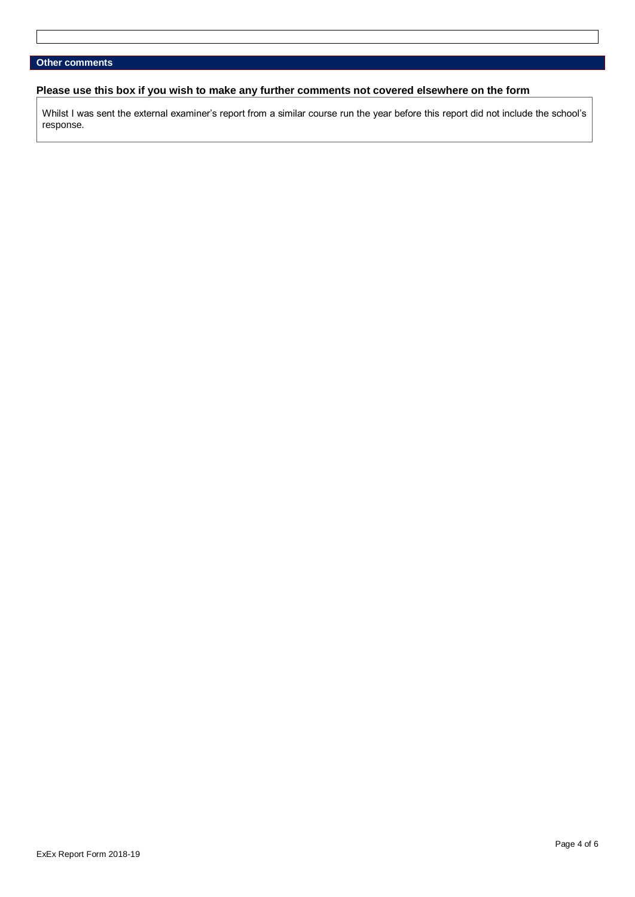## Other comments

**Please use this box if you wish to make any further comments not covered elsewhere on the form**

Whilst I was sent the external examiner's report from a similar course run the year before this report did not include the school's response.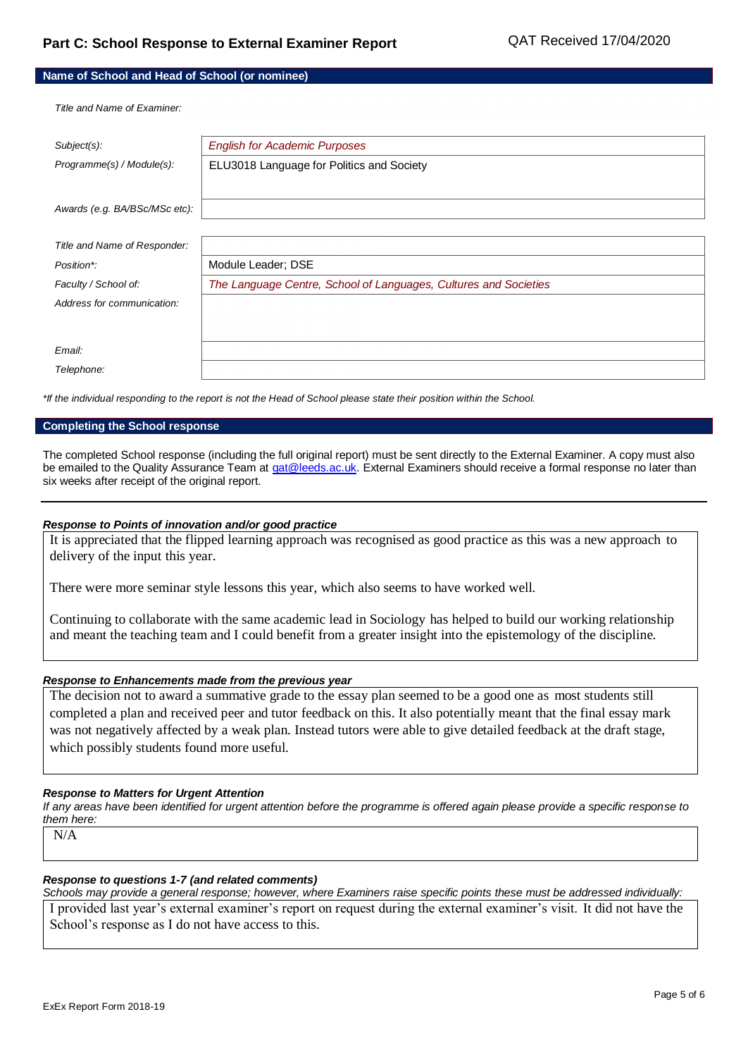## Part C: School Response to External Examiner Report

QAT Received 17/04/2020

### Name of School and Head of School (or nominee)

| | |
|---|---|
| *Title and Name of Examiner:* | |
| *Subject(s):* | *English for Academic Purposes* |
| *Programme(s) / Module(s):* | ELU3018 Language for Politics and Society |
| *Awards (e.g. BA/BSc/MSc etc):* | |
| *Title and Name of Responder:* | |
| *Position\*:* | Module Leader; DSE |
| *Faculty / School of:* | *The Language Centre, School of Languages, Cultures and Societies* |
| *Address for communication:* | |
| *Email:* | |
| *Telephone:* | |

*\*If the individual responding to the report is not the Head of School please state their position within the School.*

### Completing the School response

The completed School response (including the full original report) must be sent directly to the External Examiner. A copy must also be emailed to the Quality Assurance Team at qat@leeds.ac.uk. External Examiners should receive a formal response no later than six weeks after receipt of the original report.

***Response to Points of innovation and/or good practice***

It is appreciated that the flipped learning approach was recognised as good practice as this was a new approach to delivery of the input this year.

There were more seminar style lessons this year, which also seems to have worked well.

Continuing to collaborate with the same academic lead in Sociology has helped to build our working relationship and meant the teaching team and I could benefit from a greater insight into the epistemology of the discipline.

***Response to Enhancements made from the previous year***

The decision not to award a summative grade to the essay plan seemed to be a good one as most students still completed a plan and received peer and tutor feedback on this. It also potentially meant that the final essay mark was not negatively affected by a weak plan. Instead tutors were able to give detailed feedback at the draft stage, which possibly students found more useful.

***Response to Matters for Urgent Attention***

*If any areas have been identified for urgent attention before the programme is offered again please provide a specific response to them here:*

N/A

***Response to questions 1-7 (and related comments)***

*Schools may provide a general response; however, where Examiners raise specific points these must be addressed individually:*

I provided last year's external examiner's report on request during the external examiner's visit. It did not have the School's response as I do not have access to this.

ExEx Report Form 2018-19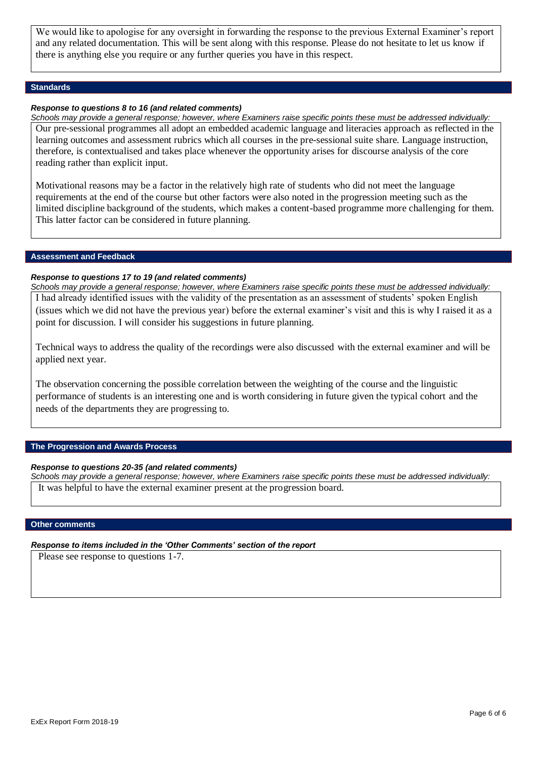We would like to apologise for any oversight in forwarding the response to the previous External Examiner's report and any related documentation. This will be sent along with this response. Please do not hesitate to let us know if there is anything else you require or any further queries you have in this respect.

## Standards

***Response to questions 8 to 16 (and related comments)***

*Schools may provide a general response; however, where Examiners raise specific points these must be addressed individually:*

Our pre-sessional programmes all adopt an embedded academic language and literacies approach as reflected in the learning outcomes and assessment rubrics which all courses in the pre-sessional suite share. Language instruction, therefore, is contextualised and takes place whenever the opportunity arises for discourse analysis of the core reading rather than explicit input.

Motivational reasons may be a factor in the relatively high rate of students who did not meet the language requirements at the end of the course but other factors were also noted in the progression meeting such as the limited discipline background of the students, which makes a content-based programme more challenging for them. This latter factor can be considered in future planning.

## Assessment and Feedback

***Response to questions 17 to 19 (and related comments)***

*Schools may provide a general response; however, where Examiners raise specific points these must be addressed individually:*

I had already identified issues with the validity of the presentation as an assessment of students' spoken English (issues which we did not have the previous year) before the external examiner's visit and this is why I raised it as a point for discussion. I will consider his suggestions in future planning.

Technical ways to address the quality of the recordings were also discussed with the external examiner and will be applied next year.

The observation concerning the possible correlation between the weighting of the course and the linguistic performance of students is an interesting one and is worth considering in future given the typical cohort and the needs of the departments they are progressing to.

## The Progression and Awards Process

***Response to questions 20-35 (and related comments)***

*Schools may provide a general response; however, where Examiners raise specific points these must be addressed individually:*

It was helpful to have the external examiner present at the progression board.

## Other comments

***Response to items included in the 'Other Comments' section of the report***

Please see response to questions 1-7.